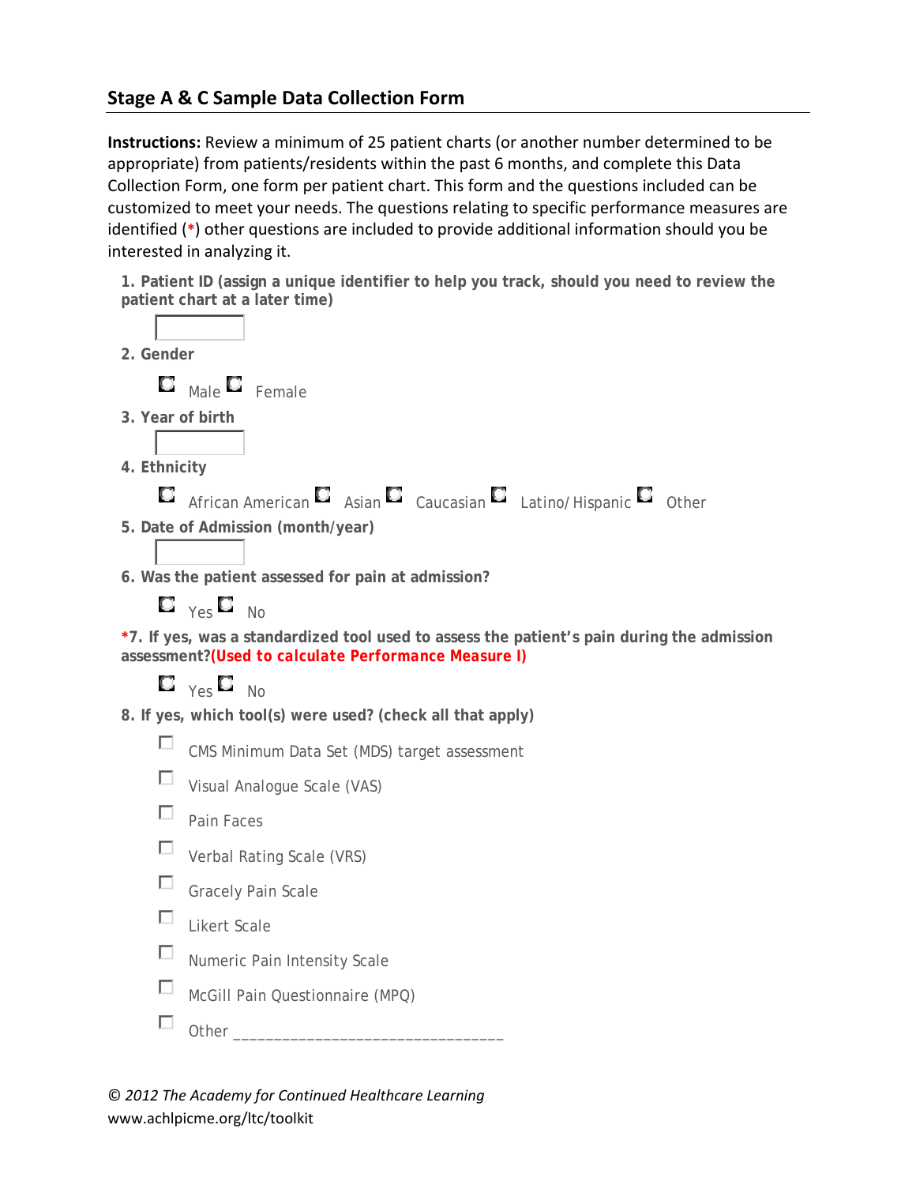## Stage A & C Sample Data Collection Form

**Instructions:** Review a minimum of 25 patient charts (or another number determined to be appropriate) from patients/residents within the past 6 months, and complete this Data Collection Form, one form per patient chart. This form and the questions included can be customized to meet your needs. The questions relating to specific performance measures are identified (*) other questions are included to provide additional information should you be interested in analyzing it.

**1. Patient ID (assign a unique identifier to help you track, should you need to review the patient chart at a later time)**

\_\_\_\_\_\_\_\_\_\_

**2. Gender**

- ○ Male
- ○ Female

**3. Year of birth**

\_\_\_\_\_\_\_\_\_\_

**4. Ethnicity**

- ○ African American
- ○ Asian
- ○ Caucasian
- ○ Latino/Hispanic
- ○ Other

**5. Date of Admission (month/year)**

\_\_\_\_\_\_\_\_\_\_

**6. Was the patient assessed for pain at admission?**

- ○ Yes
- ○ No

**\*7. If yes, was a standardized tool used to assess the patient's pain during the admission assessment?(Used to calculate Performance Measure I)**

- ○ Yes
- ○ No

**8. If yes, which tool(s) were used? (check all that apply)**

- ☐ CMS Minimum Data Set (MDS) target assessment
- ☐ Visual Analogue Scale (VAS)
- ☐ Pain Faces
- ☐ Verbal Rating Scale (VRS)
- ☐ Gracely Pain Scale
- ☐ Likert Scale
- ☐ Numeric Pain Intensity Scale
- ☐ McGill Pain Questionnaire (MPQ)
- ☐ Other \_\_\_\_\_\_\_\_\_\_\_\_\_\_\_\_\_\_\_\_\_\_\_\_\_\_\_\_\_\_\_\_

*© 2012 The Academy for Continued Healthcare Learning*
www.achlpicme.org/ltc/toolkit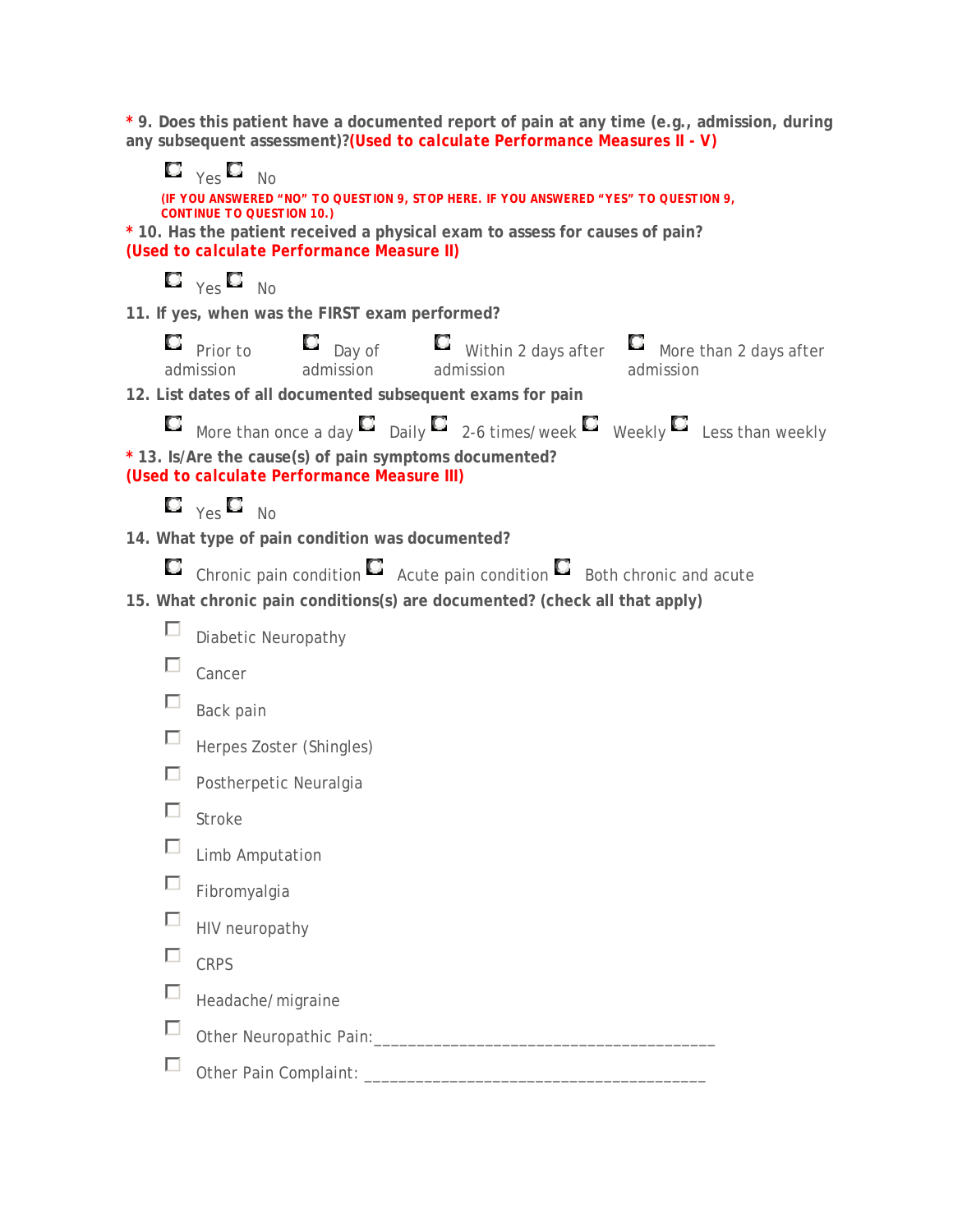**\* 9. Does this patient have a documented report of pain at any time (e.g., admission, during any subsequent assessment)?** **(Used to calculate Performance Measures II - V)**

- ○ Yes ○ No

**(IF YOU ANSWERED "NO" TO QUESTION 9, STOP HERE. IF YOU ANSWERED "YES" TO QUESTION 9, CONTINUE TO QUESTION 10.)**

**\* 10. Has the patient received a physical exam to assess for causes of pain?** **(Used to calculate Performance Measure II)**

- ○ Yes ○ No

**11. If yes, when was the FIRST exam performed?**

- ○ Prior to admission ○ Day of admission ○ Within 2 days after admission ○ More than 2 days after admission

**12. List dates of all documented subsequent exams for pain**

- ○ More than once a day ○ Daily ○ 2-6 times/week ○ Weekly ○ Less than weekly

**\* 13. Is/Are the cause(s) of pain symptoms documented?** **(Used to calculate Performance Measure III)**

- ○ Yes ○ No

**14. What type of pain condition was documented?**

- ○ Chronic pain condition ○ Acute pain condition ○ Both chronic and acute

**15. What chronic pain conditions(s) are documented? (check all that apply)**

- ☐ Diabetic Neuropathy
- ☐ Cancer
- ☐ Back pain
- ☐ Herpes Zoster (Shingles)
- ☐ Postherpetic Neuralgia
- ☐ Stroke
- ☐ Limb Amputation
- ☐ Fibromyalgia
- ☐ HIV neuropathy
- ☐ CRPS
- ☐ Headache/migraine
- ☐ Other Neuropathic Pain:________________________________________
- ☐ Other Pain Complaint: ________________________________________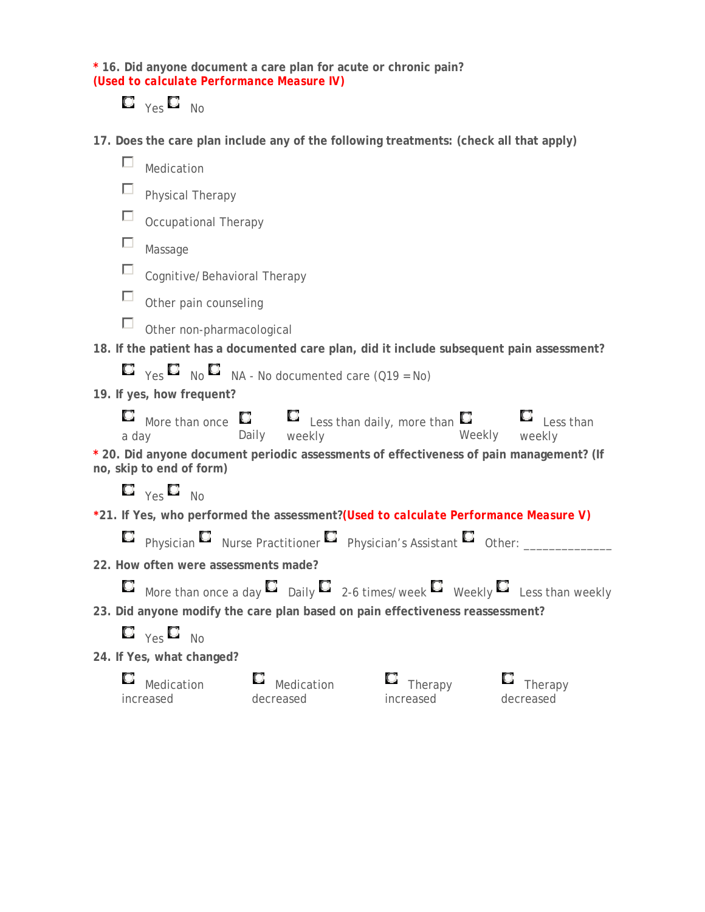**\* 16. Did anyone document a care plan for acute or chronic pain?**
**(Used to calculate Performance Measure IV)**

- ○ Yes
- ○ No

**17. Does the care plan include any of the following treatments: (check all that apply)**

- ☐ Medication
- ☐ Physical Therapy
- ☐ Occupational Therapy
- ☐ Massage
- ☐ Cognitive/Behavioral Therapy
- ☐ Other pain counseling
- ☐ Other non-pharmacological

**18. If the patient has a documented care plan, did it include subsequent pain assessment?**

- ○ Yes
- ○ No
- ○ NA - No documented care (Q19 = No)

**19. If yes, how frequent?**

- ○ More than once a day
- ○ Daily
- ○ Less than daily, more than weekly
- ○ Weekly
- ○ Less than weekly

**\* 20. Did anyone document periodic assessments of effectiveness of pain management? (If no, skip to end of form)**

- ○ Yes
- ○ No

**\*21. If Yes, who performed the assessment?(Used to calculate Performance Measure V)**

- ○ Physician
- ○ Nurse Practitioner
- ○ Physician's Assistant
- ○ Other: _____________

**22. How often were assessments made?**

- ○ More than once a day
- ○ Daily
- ○ 2-6 times/week
- ○ Weekly
- ○ Less than weekly

**23. Did anyone modify the care plan based on pain effectiveness reassessment?**

- ○ Yes
- ○ No

**24. If Yes, what changed?**

- ○ Medication increased
- ○ Medication decreased
- ○ Therapy increased
- ○ Therapy decreased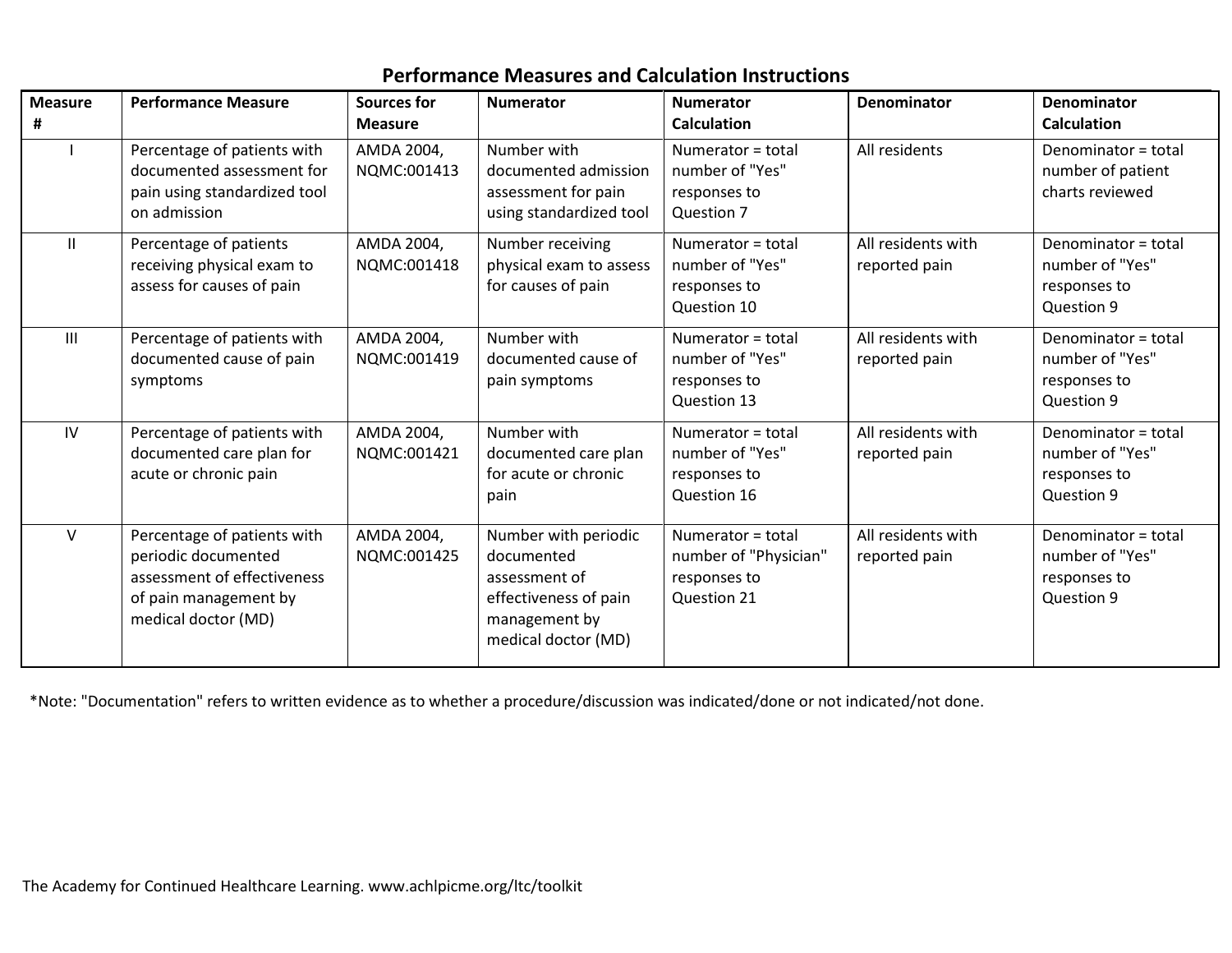## Performance Measures and Calculation Instructions

| Measure # | Performance Measure | Sources for Measure | Numerator | Numerator Calculation | Denominator | Denominator Calculation |
|---|---|---|---|---|---|---|
| I | Percentage of patients with documented assessment for pain using standardized tool on admission | AMDA 2004, NQMC:001413 | Number with documented admission assessment for pain using standardized tool | Numerator = total number of "Yes" responses to Question 7 | All residents | Denominator = total number of patient charts reviewed |
| II | Percentage of patients receiving physical exam to assess for causes of pain | AMDA 2004, NQMC:001418 | Number receiving physical exam to assess for causes of pain | Numerator = total number of "Yes" responses to Question 10 | All residents with reported pain | Denominator = total number of "Yes" responses to Question 9 |
| III | Percentage of patients with documented cause of pain symptoms | AMDA 2004, NQMC:001419 | Number with documented cause of pain symptoms | Numerator = total number of "Yes" responses to Question 13 | All residents with reported pain | Denominator = total number of "Yes" responses to Question 9 |
| IV | Percentage of patients with documented care plan for acute or chronic pain | AMDA 2004, NQMC:001421 | Number with documented care plan for acute or chronic pain | Numerator = total number of "Yes" responses to Question 16 | All residents with reported pain | Denominator = total number of "Yes" responses to Question 9 |
| V | Percentage of patients with periodic documented assessment of effectiveness of pain management by medical doctor (MD) | AMDA 2004, NQMC:001425 | Number with periodic documented assessment of effectiveness of pain management by medical doctor (MD) | Numerator = total number of "Physician" responses to Question 21 | All residents with reported pain | Denominator = total number of "Yes" responses to Question 9 |

*Note: "Documentation" refers to written evidence as to whether a procedure/discussion was indicated/done or not indicated/not done.

The Academy for Continued Healthcare Learning. www.achlpicme.org/ltc/toolkit